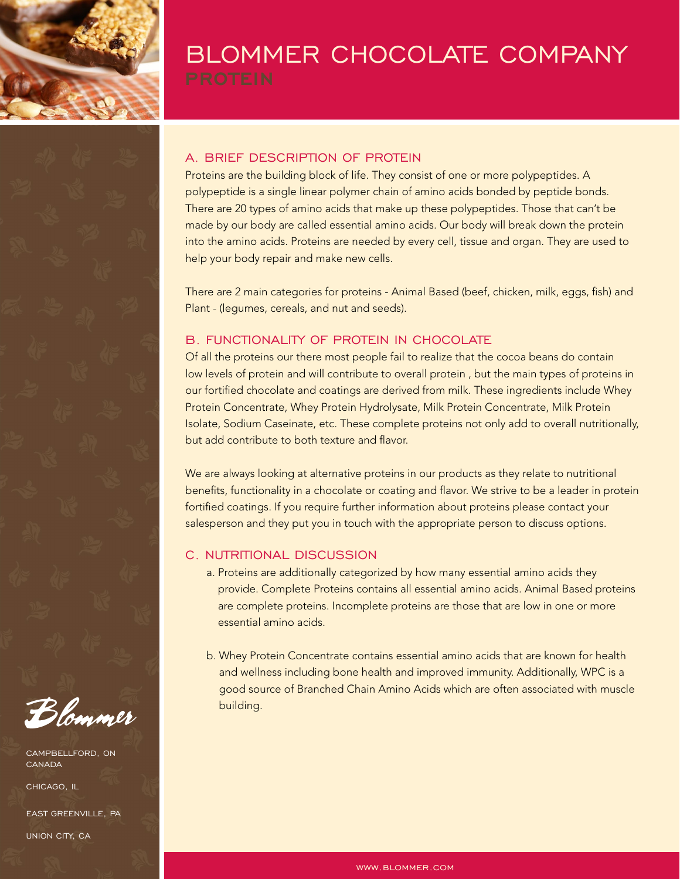# BLOMMER CHOCOLATE COMPANY

## PROTEIN

### A. BRIEF DESCRIPTION OF PROTEIN

Proteins are the building block of life. They consist of one or more polypeptides. A polypeptide is a single linear polymer chain of amino acids bonded by peptide bonds. There are 20 types of amino acids that make up these polypeptides. Those that can't be made by our body are called essential amino acids. Our body will break down the protein into the amino acids. Proteins are needed by every cell, tissue and organ. They are used to help your body repair and make new cells.

There are 2 main categories for proteins - Animal Based (beef, chicken, milk, eggs, fish) and Plant - (legumes, cereals, and nut and seeds).

### B. FUNCTIONALITY OF PROTEIN IN CHOCOLATE

Of all the proteins our there most people fail to realize that the cocoa beans do contain low levels of protein and will contribute to overall protein , but the main types of proteins in our fortified chocolate and coatings are derived from milk. These ingredients include Whey Protein Concentrate, Whey Protein Hydrolysate, Milk Protein Concentrate, Milk Protein Isolate, Sodium Caseinate, etc. These complete proteins not only add to overall nutritionally, but add contribute to both texture and flavor.

We are always looking at alternative proteins in our products as they relate to nutritional benefits, functionality in a chocolate or coating and flavor. We strive to be a leader in protein fortified coatings. If you require further information about proteins please contact your salesperson and they put you in touch with the appropriate person to discuss options.

### C. NUTRITIONAL DISCUSSION

a. Proteins are additionally categorized by how many essential amino acids they provide. Complete Proteins contains all essential amino acids. Animal Based proteins are complete proteins. Incomplete proteins are those that are low in one or more essential amino acids.

b. Whey Protein Concentrate contains essential amino acids that are known for health and wellness including bone health and improved immunity. Additionally, WPC is a good source of Branched Chain Amino Acids which are often associated with muscle building.

Blommer

CAMPBELLFORD, ON CANADA

CHICAGO, IL

EAST GREENVILLE, PA

UNION CITY, CA

WWW.BLOMMER.COM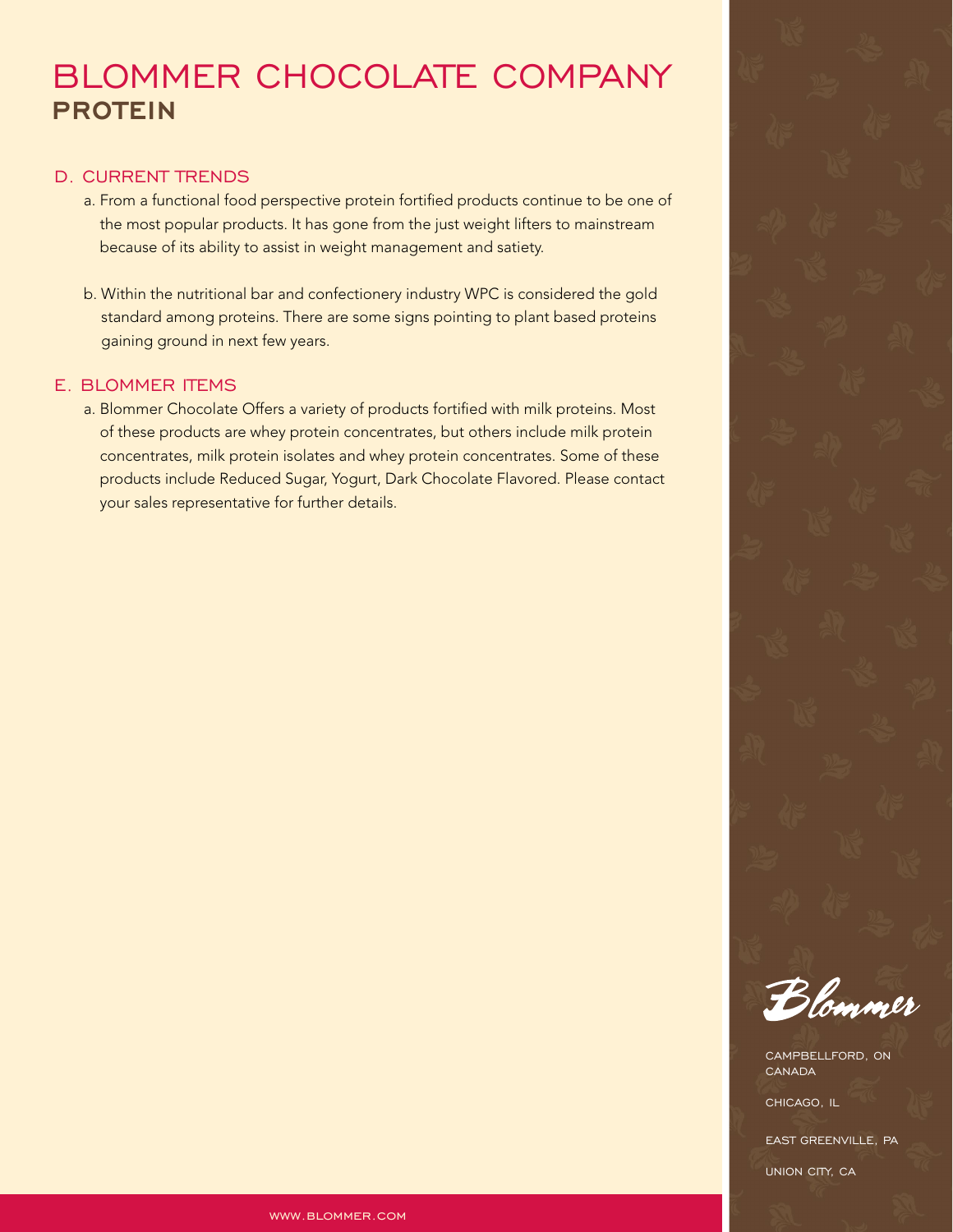# BLOMMER CHOCOLATE COMPANY

## PROTEIN

### D. CURRENT TRENDS

a. From a functional food perspective protein fortified products continue to be one of the most popular products. It has gone from the just weight lifters to mainstream because of its ability to assist in weight management and satiety.

b. Within the nutritional bar and confectionery industry WPC is considered the gold standard among proteins. There are some signs pointing to plant based proteins gaining ground in next few years.

### E. BLOMMER ITEMS

a. Blommer Chocolate Offers a variety of products fortified with milk proteins. Most of these products are whey protein concentrates, but others include milk protein concentrates, milk protein isolates and whey protein concentrates. Some of these products include Reduced Sugar, Yogurt, Dark Chocolate Flavored. Please contact your sales representative for further details.

Blommer

CAMPBELLFORD, ON
CANADA

CHICAGO, IL

EAST GREENVILLE, PA

UNION CITY, CA

WWW.BLOMMER.COM